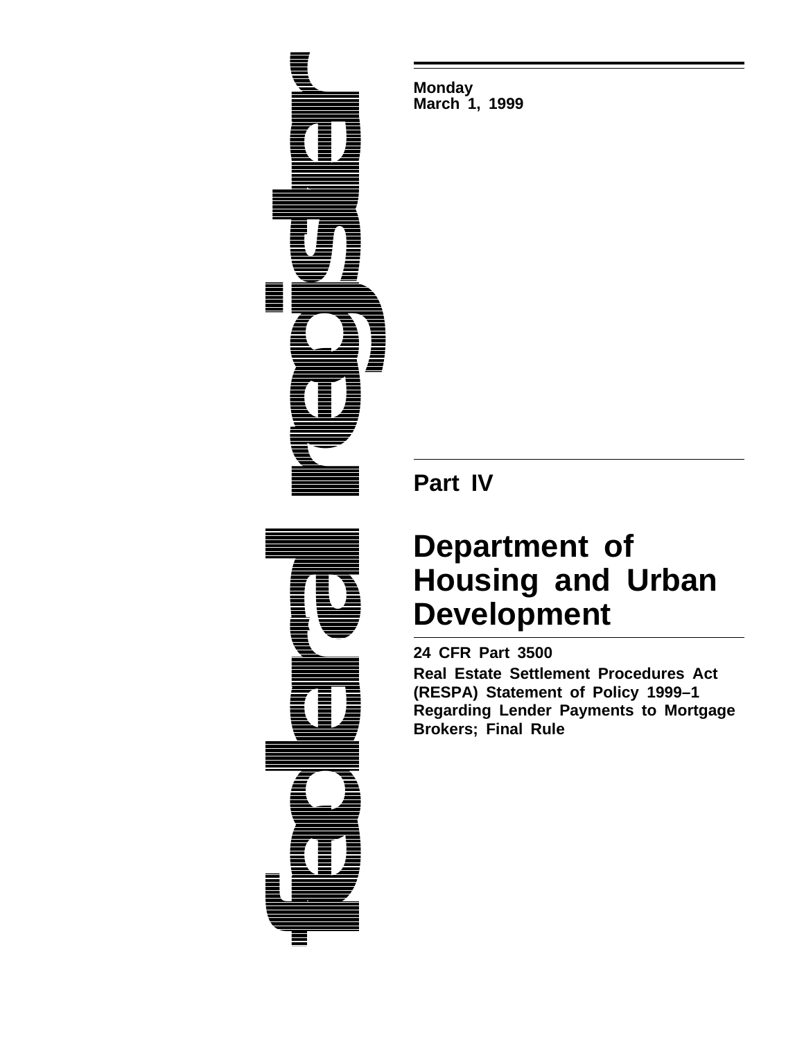federal register

**Monday**
**March 1, 1999**

# Part IV

# Department of Housing and Urban Development

**24 CFR Part 3500**

**Real Estate Settlement Procedures Act (RESPA) Statement of Policy 1999–1 Regarding Lender Payments to Mortgage Brokers; Final Rule**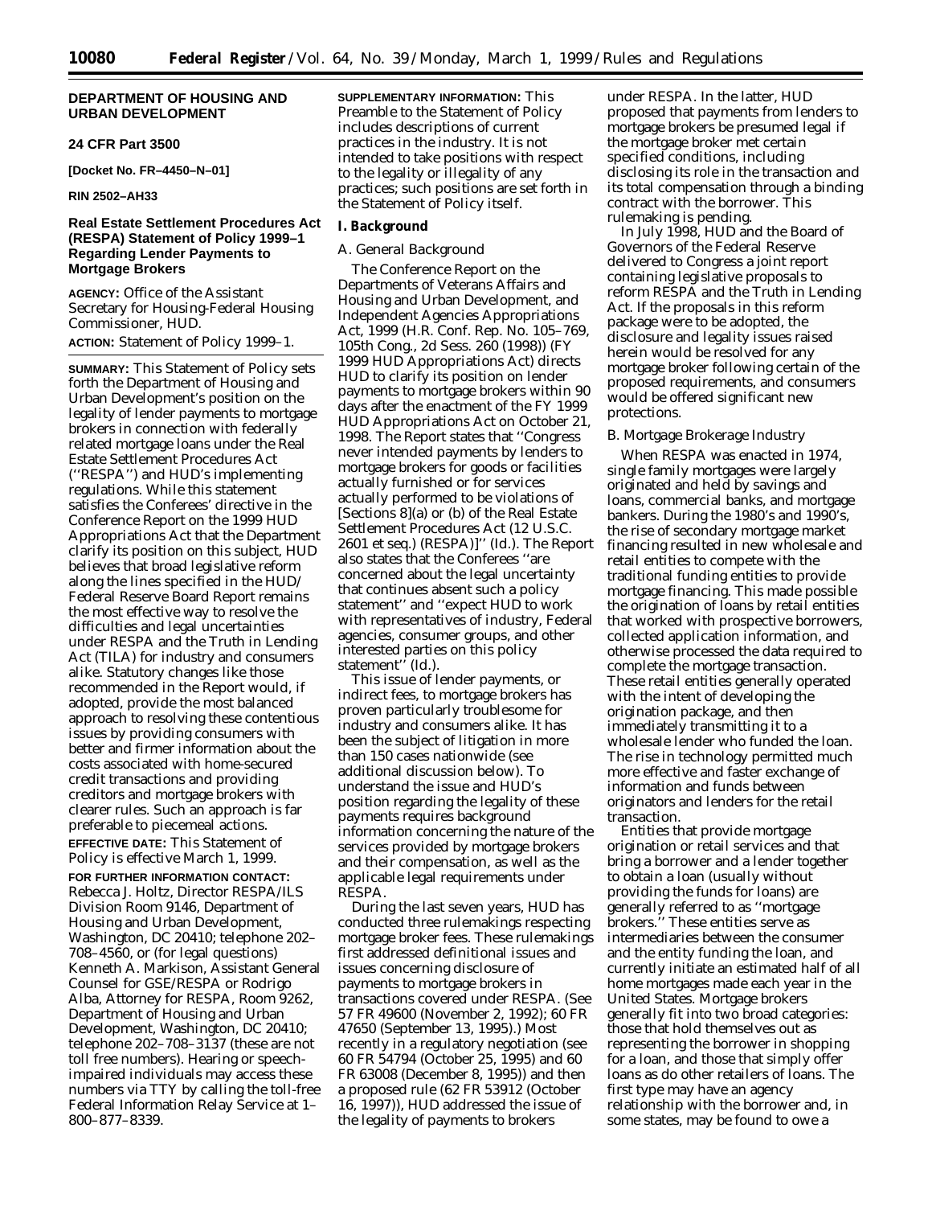**DEPARTMENT OF HOUSING AND URBAN DEVELOPMENT**

**24 CFR Part 3500**

**[Docket No. FR–4450–N–01]**

**RIN 2502–AH33**

## Real Estate Settlement Procedures Act (RESPA) Statement of Policy 1999–1 Regarding Lender Payments to Mortgage Brokers

**AGENCY:** Office of the Assistant Secretary for Housing-Federal Housing Commissioner, HUD.

**ACTION:** Statement of Policy 1999–1.

**SUMMARY:** This Statement of Policy sets forth the Department of Housing and Urban Development's position on the legality of lender payments to mortgage brokers in connection with federally related mortgage loans under the Real Estate Settlement Procedures Act (''RESPA'') and HUD's implementing regulations. While this statement satisfies the Conferees' directive in the Conference Report on the 1999 HUD Appropriations Act that the Department clarify its position on this subject, HUD believes that broad legislative reform along the lines specified in the HUD/Federal Reserve Board Report remains the most effective way to resolve the difficulties and legal uncertainties under RESPA and the Truth in Lending Act (TILA) for industry and consumers alike. Statutory changes like those recommended in the Report would, if adopted, provide the most balanced approach to resolving these contentious issues by providing consumers with better and firmer information about the costs associated with home-secured credit transactions and providing creditors and mortgage brokers with clearer rules. Such an approach is far preferable to piecemeal actions.

**EFFECTIVE DATE:** This Statement of Policy is effective March 1, 1999.

**FOR FURTHER INFORMATION CONTACT:** Rebecca J. Holtz, Director RESPA/ILS Division Room 9146, Department of Housing and Urban Development, Washington, DC 20410; telephone 202–708–4560, or (for legal questions) Kenneth A. Markison, Assistant General Counsel for GSE/RESPA or Rodrigo Alba, Attorney for RESPA, Room 9262, Department of Housing and Urban Development, Washington, DC 20410; telephone 202–708–3137 (these are not toll free numbers). Hearing or speech-impaired individuals may access these numbers via TTY by calling the toll-free Federal Information Relay Service at 1–800–877–8339.

**SUPPLEMENTARY INFORMATION:** This Preamble to the Statement of Policy includes descriptions of current practices in the industry. It is not intended to take positions with respect to the legality or illegality of any practices; such positions are set forth in the Statement of Policy itself.

### I. Background

*A. General Background*

The Conference Report on the Departments of Veterans Affairs and Housing and Urban Development, and Independent Agencies Appropriations Act, 1999 (H.R. Conf. Rep. No. 105–769, 105th Cong., 2d Sess. 260 (1998)) (FY 1999 HUD Appropriations Act) directs HUD to clarify its position on lender payments to mortgage brokers within 90 days after the enactment of the FY 1999 HUD Appropriations Act on October 21, 1998. The Report states that ''Congress never intended payments by lenders to mortgage brokers for goods or facilities actually furnished or for services actually performed to be violations of [Sections 8](a) or (b) of the Real Estate Settlement Procedures Act (12 U.S.C. 2601 et seq.) (RESPA)]'' (*Id.*). The Report also states that the Conferees ''are concerned about the legal uncertainty that continues absent such a policy statement'' and ''expect HUD to work with representatives of industry, Federal agencies, consumer groups, and other interested parties on this policy statement'' (*Id.*).

This issue of lender payments, or indirect fees, to mortgage brokers has proven particularly troublesome for industry and consumers alike. It has been the subject of litigation in more than 150 cases nationwide (see additional discussion below). To understand the issue and HUD's position regarding the legality of these payments requires background information concerning the nature of the services provided by mortgage brokers and their compensation, as well as the applicable legal requirements under RESPA.

During the last seven years, HUD has conducted three rulemakings respecting mortgage broker fees. These rulemakings first addressed definitional issues and issues concerning disclosure of payments to mortgage brokers in transactions covered under RESPA. (See 57 FR 49600 (November 2, 1992); 60 FR 47650 (September 13, 1995).) Most recently in a regulatory negotiation (see 60 FR 54794 (October 25, 1995) and 60 FR 63008 (December 8, 1995)) and then a proposed rule (62 FR 53912 (October 16, 1997)), HUD addressed the issue of the legality of payments to brokers under RESPA. In the latter, HUD proposed that payments from lenders to mortgage brokers be presumed legal if the mortgage broker met certain specified conditions, including disclosing its role in the transaction and its total compensation through a binding contract with the borrower. This rulemaking is pending.

In July 1998, HUD and the Board of Governors of the Federal Reserve delivered to Congress a joint report containing legislative proposals to reform RESPA and the Truth in Lending Act. If the proposals in this reform package were to be adopted, the disclosure and legality issues raised herein would be resolved for any mortgage broker following certain of the proposed requirements, and consumers would be offered significant new protections.

*B. Mortgage Brokerage Industry*

When RESPA was enacted in 1974, single family mortgages were largely originated and held by savings and loans, commercial banks, and mortgage bankers. During the 1980's and 1990's, the rise of secondary mortgage market financing resulted in new wholesale and retail entities to compete with the traditional funding entities to provide mortgage financing. This made possible the origination of loans by retail entities that worked with prospective borrowers, collected application information, and otherwise processed the data required to complete the mortgage transaction. These retail entities generally operated with the intent of developing the origination package, and then immediately transmitting it to a wholesale lender who funded the loan. The rise in technology permitted much more effective and faster exchange of information and funds between originators and lenders for the retail transaction.

Entities that provide mortgage origination or retail services and that bring a borrower and a lender together to obtain a loan (usually without providing the funds for loans) are generally referred to as ''mortgage brokers.'' These entities serve as intermediaries between the consumer and the entity funding the loan, and currently initiate an estimated half of all home mortgages made each year in the United States. Mortgage brokers generally fit into two broad categories: those that hold themselves out as representing the borrower in shopping for a loan, and those that simply offer loans as do other retailers of loans. The first type may have an agency relationship with the borrower and, in some states, may be found to owe a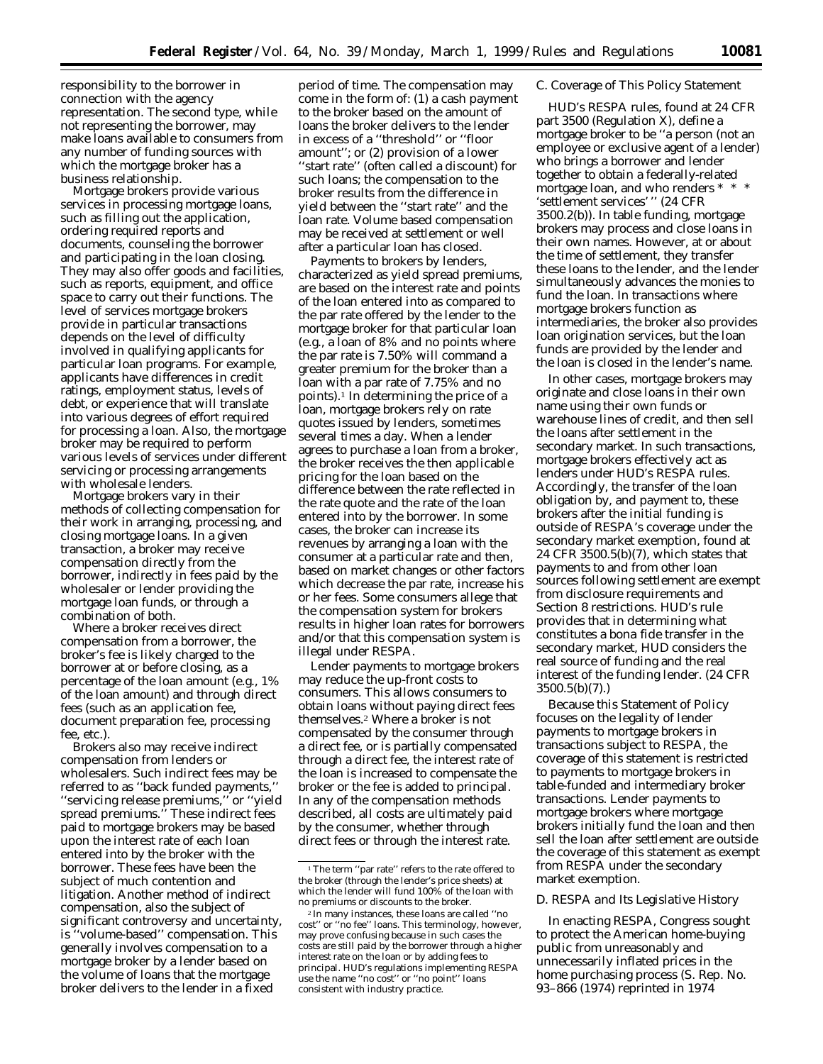responsibility to the borrower in connection with the agency representation. The second type, while not representing the borrower, may make loans available to consumers from any number of funding sources with which the mortgage broker has a business relationship.

Mortgage brokers provide various services in processing mortgage loans, such as filling out the application, ordering required reports and documents, counseling the borrower and participating in the loan closing. They may also offer goods and facilities, such as reports, equipment, and office space to carry out their functions. The level of services mortgage brokers provide in particular transactions depends on the level of difficulty involved in qualifying applicants for particular loan programs. For example, applicants have differences in credit ratings, employment status, levels of debt, or experience that will translate into various degrees of effort required for processing a loan. Also, the mortgage broker may be required to perform various levels of services under different servicing or processing arrangements with wholesale lenders.

Mortgage brokers vary in their methods of collecting compensation for their work in arranging, processing, and closing mortgage loans. In a given transaction, a broker may receive compensation directly from the borrower, indirectly in fees paid by the wholesaler or lender providing the mortgage loan funds, or through a combination of both.

Where a broker receives direct compensation from a borrower, the broker's fee is likely charged to the borrower at or before closing, as a percentage of the loan amount (e.g., 1% of the loan amount) and through direct fees (such as an application fee, document preparation fee, processing fee, etc.).

Brokers also may receive indirect compensation from lenders or wholesalers. Such indirect fees may be referred to as ''back funded payments,'' ''servicing release premiums,'' or ''yield spread premiums.'' These indirect fees paid to mortgage brokers may be based upon the interest rate of each loan entered into by the broker with the borrower. These fees have been the subject of much contention and litigation. Another method of indirect compensation, also the subject of significant controversy and uncertainty, is ''volume-based'' compensation. This generally involves compensation to a mortgage broker by a lender based on the volume of loans that the mortgage broker delivers to the lender in a fixed period of time. The compensation may come in the form of: (1) a cash payment to the broker based on the amount of loans the broker delivers to the lender in excess of a ''threshold'' or ''floor amount''; or (2) provision of a lower ''start rate'' (often called a discount) for such loans; the compensation to the broker results from the difference in yield between the ''start rate'' and the loan rate. Volume based compensation may be received at settlement or well after a particular loan has closed.

Payments to brokers by lenders, characterized as yield spread premiums, are based on the interest rate and points of the loan entered into as compared to the par rate offered by the lender to the mortgage broker for that particular loan (e.g., a loan of 8% and no points where the par rate is 7.50% will command a greater premium for the broker than a loan with a par rate of 7.75% and no points).[1] In determining the price of a loan, mortgage brokers rely on rate quotes issued by lenders, sometimes several times a day. When a lender agrees to purchase a loan from a broker, the broker receives the then applicable pricing for the loan based on the difference between the rate reflected in the rate quote and the rate of the loan entered into by the borrower. In some cases, the broker can increase its revenues by arranging a loan with the consumer at a particular rate and then, based on market changes or other factors which decrease the par rate, increase his or her fees. Some consumers allege that the compensation system for brokers results in higher loan rates for borrowers and/or that this compensation system is illegal under RESPA.

Lender payments to mortgage brokers may reduce the up-front costs to consumers. This allows consumers to obtain loans without paying direct fees themselves.[2] Where a broker is not compensated by the consumer through a direct fee, or is partially compensated through a direct fee, the interest rate of the loan is increased to compensate the broker or the fee is added to principal. In any of the compensation methods described, all costs are ultimately paid by the consumer, whether through direct fees or through the interest rate.

[1] The term ''par rate'' refers to the rate offered to the broker (through the lender's price sheets) at which the lender will fund 100% of the loan with no premiums or discounts to the broker.

[2] In many instances, these loans are called ''no cost'' or ''no fee'' loans. This terminology, however, may prove confusing because in such cases the costs are still paid by the borrower through a higher interest rate on the loan or by adding fees to principal. HUD's regulations implementing RESPA use the name ''no cost'' or ''no point'' loans consistent with industry practice.

## *C. Coverage of This Policy Statement*

HUD's RESPA rules, found at 24 CFR part 3500 (Regulation X), define a mortgage broker to be ''a person (not an employee or exclusive agent of a lender) who brings a borrower and lender together to obtain a federally-related mortgage loan, and who renders * * * 'settlement services' '' (24 CFR 3500.2(b)). In table funding, mortgage brokers may process and close loans in their own names. However, at or about the time of settlement, they transfer these loans to the lender, and the lender simultaneously advances the monies to fund the loan. In transactions where mortgage brokers function as intermediaries, the broker also provides loan origination services, but the loan funds are provided by the lender and the loan is closed in the lender's name.

In other cases, mortgage brokers may originate and close loans in their own name using their own funds or warehouse lines of credit, and then sell the loans after settlement in the secondary market. In such transactions, mortgage brokers effectively act as lenders under HUD's RESPA rules. Accordingly, the transfer of the loan obligation by, and payment to, these brokers after the initial funding is outside of RESPA's coverage under the secondary market exemption, found at 24 CFR 3500.5(b)(7), which states that payments to and from other loan sources following settlement are exempt from disclosure requirements and Section 8 restrictions. HUD's rule provides that in determining what constitutes a bona fide transfer in the secondary market, HUD considers the real source of funding and the real interest of the funding lender. (24 CFR 3500.5(b)(7).)

Because this Statement of Policy focuses on the legality of lender payments to mortgage brokers in transactions subject to RESPA, the coverage of this statement is restricted to payments to mortgage brokers in table-funded and intermediary broker transactions. Lender payments to mortgage brokers where mortgage brokers initially fund the loan and then sell the loan after settlement are outside the coverage of this statement as exempt from RESPA under the secondary market exemption.

## *D. RESPA and Its Legislative History*

In enacting RESPA, Congress sought to protect the American home-buying public from unreasonably and unnecessarily inflated prices in the home purchasing process (S. Rep. No. 93–866 (1974) reprinted in 1974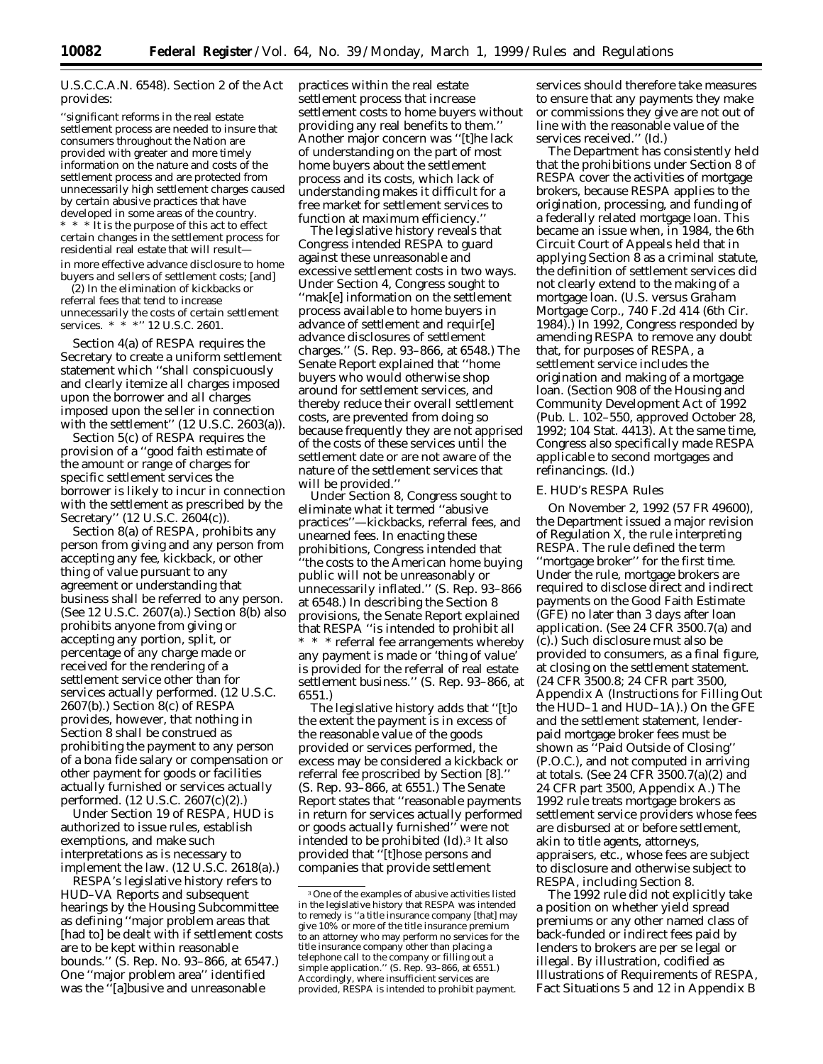U.S.C.C.A.N. 6548). Section 2 of the Act provides:

> "significant reforms in the real estate settlement process are needed to insure that consumers throughout the Nation are provided with greater and more timely information on the nature and costs of the settlement process and are protected from unnecessarily high settlement charges caused by certain abusive practices that have developed in some areas of the country.
> * * * It is the purpose of this act to effect certain changes in the settlement process for residential real estate that will result—
> in more effective advance disclosure to home buyers and sellers of settlement costs; [and]
> (2) In the elimination of kickbacks or referral fees that tend to increase unnecessarily the costs of certain settlement services. * * *" 12 U.S.C. 2601.

Section 4(a) of RESPA requires the Secretary to create a uniform settlement statement which "shall conspicuously and clearly itemize all charges imposed upon the borrower and all charges imposed upon the seller in connection with the settlement" (12 U.S.C. 2603(a)).

Section 5(c) of RESPA requires the provision of a "good faith estimate of the amount or range of charges for specific settlement services the borrower is likely to incur in connection with the settlement as prescribed by the Secretary" (12 U.S.C. 2604(c)).

Section 8(a) of RESPA, prohibits any person from giving and any person from accepting any fee, kickback, or other thing of value pursuant to any agreement or understanding that business shall be referred to any person. (See 12 U.S.C. 2607(a).) Section 8(b) also prohibits anyone from giving or accepting any portion, split, or percentage of any charge made or received for the rendering of a settlement service other than for services actually performed. (12 U.S.C. 2607(b).) Section 8(c) of RESPA provides, however, that nothing in Section 8 shall be construed as prohibiting the payment to any person of a bona fide salary or compensation or other payment for goods or facilities actually furnished or services actually performed. (12 U.S.C. 2607(c)(2).)

Under Section 19 of RESPA, HUD is authorized to issue rules, establish exemptions, and make such interpretations as is necessary to implement the law. (12 U.S.C. 2618(a).)

RESPA's legislative history refers to HUD–VA Reports and subsequent hearings by the Housing Subcommittee as defining "major problem areas that [had to] be dealt with if settlement costs are to be kept within reasonable bounds." (S. Rep. No. 93–866, at 6547.) One "major problem area" identified was the "[a]busive and unreasonable practices within the real estate settlement process that increase settlement costs to home buyers without providing any real benefits to them." Another major concern was "[t]he lack of understanding on the part of most home buyers about the settlement process and its costs, which lack of understanding makes it difficult for a free market for settlement services to function at maximum efficiency."

The legislative history reveals that Congress intended RESPA to guard against these unreasonable and excessive settlement costs in two ways. Under Section 4, Congress sought to "mak[e] information on the settlement process available to home buyers in advance of settlement and requir[e] advance disclosures of settlement charges." (S. Rep. 93–866, at 6548.) The Senate Report explained that "home buyers who would otherwise shop around for settlement services, and thereby reduce their overall settlement costs, are prevented from doing so because frequently they are not apprised of the costs of these services until the settlement date or are not aware of the nature of the settlement services that will be provided."

Under Section 8, Congress sought to eliminate what it termed "abusive practices"—kickbacks, referral fees, and unearned fees. In enacting these prohibitions, Congress intended that "the costs to the American home buying public will not be unreasonably or unnecessarily inflated." (S. Rep. 93–866 at 6548.) In describing the Section 8 provisions, the Senate Report explained that RESPA "is intended to prohibit all * * * referral fee arrangements whereby any payment is made or 'thing of value' is provided for the referral of real estate settlement business." (S. Rep. 93–866, at 6551.)

The legislative history adds that "[t]o the extent the payment is in excess of the reasonable value of the goods provided or services performed, the excess may be considered a kickback or referral fee proscribed by Section [8]." (S. Rep. 93–866, at 6551.) The Senate Report states that "reasonable payments in return for services actually performed or goods actually furnished" were not intended to be prohibited (Id).[3] It also provided that "[t]hose persons and companies that provide settlement services should therefore take measures to ensure that any payments they make or commissions they give are not out of line with the reasonable value of the services received." (Id.)

The Department has consistently held that the prohibitions under Section 8 of RESPA cover the activities of mortgage brokers, because RESPA applies to the origination, processing, and funding of a federally related mortgage loan. This became an issue when, in 1984, the 6th Circuit Court of Appeals held that in applying Section 8 as a criminal statute, the definition of settlement services did not clearly extend to the making of a mortgage loan. (*U.S.* versus *Graham Mortgage Corp.*, 740 F.2d 414 (6th Cir. 1984).) In 1992, Congress responded by amending RESPA to remove any doubt that, for purposes of RESPA, a settlement service includes the origination and making of a mortgage loan. (Section 908 of the Housing and Community Development Act of 1992 (Pub. L. 102–550, approved October 28, 1992; 104 Stat. 4413). At the same time, Congress also specifically made RESPA applicable to second mortgages and refinancings. (Id.)

### E. HUD's RESPA Rules

On November 2, 1992 (57 FR 49600), the Department issued a major revision of Regulation X, the rule interpreting RESPA. The rule defined the term "mortgage broker" for the first time. Under the rule, mortgage brokers are required to disclose direct and indirect payments on the Good Faith Estimate (GFE) no later than 3 days after loan application. (See 24 CFR 3500.7(a) and (c).) Such disclosure must also be provided to consumers, as a final figure, at closing on the settlement statement. (24 CFR 3500.8; 24 CFR part 3500, Appendix A (Instructions for Filling Out the HUD–1 and HUD–1A).) On the GFE and the settlement statement, lender-paid mortgage broker fees must be shown as "Paid Outside of Closing" (P.O.C.), and not computed in arriving at totals. (See 24 CFR 3500.7(a)(2) and 24 CFR part 3500, Appendix A.) The 1992 rule treats mortgage brokers as settlement service providers whose fees are disbursed at or before settlement, akin to title agents, attorneys, appraisers, etc., whose fees are subject to disclosure and otherwise subject to RESPA, including Section 8.

The 1992 rule did not explicitly take a position on whether yield spread premiums or any other named class of back-funded or indirect fees paid by lenders to brokers are per se legal or illegal. By illustration, codified as Illustrations of Requirements of RESPA, Fact Situations 5 and 12 in Appendix B

---

[3] One of the examples of abusive activities listed in the legislative history that RESPA was intended to remedy is "a title insurance company [that] may give 10% or more of the title insurance premium to an attorney who may perform no services for the title insurance company other than placing a telephone call to the company or filling out a simple application." (S. Rep. 93–866, at 6551.) Accordingly, where insufficient services are provided, RESPA is intended to prohibit payment.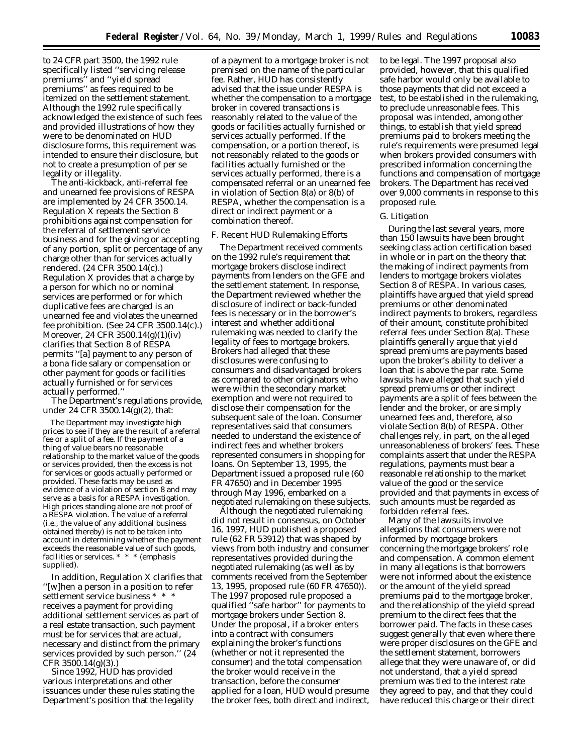to 24 CFR part 3500, the 1992 rule specifically listed ''servicing release premiums'' and ''yield spread premiums'' as fees required to be itemized on the settlement statement. Although the 1992 rule specifically acknowledged the existence of such fees and provided illustrations of how they were to be denominated on HUD disclosure forms, this requirement was intended to ensure their disclosure, but not to create a presumption of per se legality or illegality.

The anti-kickback, anti-referral fee and unearned fee provisions of RESPA are implemented by 24 CFR 3500.14. Regulation X repeats the Section 8 prohibitions against compensation for the referral of settlement service business and for the giving or accepting of any portion, split or percentage of any charge other than for services actually rendered. (24 CFR 3500.14(c).) Regulation X provides that a charge by a person for which no or nominal services are performed or for which duplicative fees are charged is an unearned fee and violates the unearned fee prohibition. (See 24 CFR 3500.14(c).) Moreover, 24 CFR 3500.14(g)(1)(iv) clarifies that Section 8 of RESPA permits ''[a] payment to any person of a bona fide salary or compensation or other payment for goods or facilities actually furnished or for services actually performed.''

The Department's regulations provide, under 24 CFR 3500.14(g)(2), that:

> The Department may investigate high prices to see if they are the result of a referral fee or a split of a fee. If the payment of a thing of value bears no reasonable relationship to the market value of the goods or services provided, then the excess is not for services or goods actually performed or provided. These facts may be used as evidence of a violation of section 8 and may serve as a basis for a RESPA investigation. High prices standing alone are not proof of a RESPA violation. *The value of a referral (i.e., the value of any additional business obtained thereby) is not to be taken into account in determining whether the payment exceeds the reasonable value of such goods, facilities or services.* * * * (emphasis supplied).

In addition, Regulation X clarifies that ''[w]hen a person in a position to refer settlement service business * * * receives a payment for providing additional settlement services as part of a real estate transaction, such payment must be for services that are actual, necessary and distinct from the primary services provided by such person.'' (24 CFR 3500.14(g)(3).)

Since 1992, HUD has provided various interpretations and other issuances under these rules stating the Department's position that the legality of a payment to a mortgage broker is not premised on the name of the particular fee. Rather, HUD has consistently advised that the issue under RESPA is whether the compensation to a mortgage broker in covered transactions is reasonably related to the value of the goods or facilities actually furnished or services actually performed. If the compensation, or a portion thereof, is not reasonably related to the goods or facilities actually furnished or the services actually performed, there is a compensated referral or an unearned fee in violation of Section 8(a) or 8(b) of RESPA, whether the compensation is a direct or indirect payment or a combination thereof.

### F. Recent HUD Rulemaking Efforts

The Department received comments on the 1992 rule's requirement that mortgage brokers disclose indirect payments from lenders on the GFE and the settlement statement. In response, the Department reviewed whether the disclosure of indirect or back-funded fees is necessary or in the borrower's interest and whether additional rulemaking was needed to clarify the legality of fees to mortgage brokers. Brokers had alleged that these disclosures were confusing to consumers and disadvantaged brokers as compared to other originators who were within the secondary market exemption and were not required to disclose their compensation for the subsequent sale of the loan. Consumer representatives said that consumers needed to understand the existence of indirect fees and whether brokers represented consumers in shopping for loans. On September 13, 1995, the Department issued a proposed rule (60 FR 47650) and in December 1995 through May 1996, embarked on a negotiated rulemaking on these subjects.

Although the negotiated rulemaking did not result in consensus, on October 16, 1997, HUD published a proposed rule (62 FR 53912) that was shaped by views from both industry and consumer representatives provided during the negotiated rulemaking (as well as by comments received from the September 13, 1995, proposed rule (60 FR 47650)). The 1997 proposed rule proposed a qualified ''safe harbor'' for payments to mortgage brokers under Section 8. Under the proposal, if a broker enters into a contract with consumers explaining the broker's functions (whether or not it represented the consumer) and the total compensation the broker would receive in the transaction, before the consumer applied for a loan, HUD would presume the broker fees, both direct and indirect, to be legal. The 1997 proposal also provided, however, that this qualified safe harbor would only be available to those payments that did not exceed a test, to be established in the rulemaking, to preclude unreasonable fees. This proposal was intended, among other things, to establish that yield spread premiums paid to brokers meeting the rule's requirements were presumed legal when brokers provided consumers with prescribed information concerning the functions and compensation of mortgage brokers. The Department has received over 9,000 comments in response to this proposed rule.

### G. Litigation

During the last several years, more than 150 lawsuits have been brought seeking class action certification based in whole or in part on the theory that the making of indirect payments from lenders to mortgage brokers violates Section 8 of RESPA. In various cases, plaintiffs have argued that yield spread premiums or other denominated indirect payments to brokers, regardless of their amount, constitute prohibited referral fees under Section 8(a). These plaintiffs generally argue that yield spread premiums are payments based upon the broker's ability to deliver a loan that is above the par rate. Some lawsuits have alleged that such yield spread premiums or other indirect payments are a split of fees between the lender and the broker, or are simply unearned fees and, therefore, also violate Section 8(b) of RESPA. Other challenges rely, in part, on the alleged unreasonableness of brokers' fees. These complaints assert that under the RESPA regulations, payments must bear a reasonable relationship to the market value of the good or the service provided and that payments in excess of such amounts must be regarded as forbidden referral fees.

Many of the lawsuits involve allegations that consumers were not informed by mortgage brokers concerning the mortgage brokers' role and compensation. A common element in many allegations is that borrowers were not informed about the existence or the amount of the yield spread premiums paid to the mortgage broker, and the relationship of the yield spread premium to the direct fees that the borrower paid. The facts in these cases suggest generally that even where there were proper disclosures on the GFE and the settlement statement, borrowers allege that they were unaware of, or did not understand, that a yield spread premium was tied to the interest rate they agreed to pay, and that they could have reduced this charge or their direct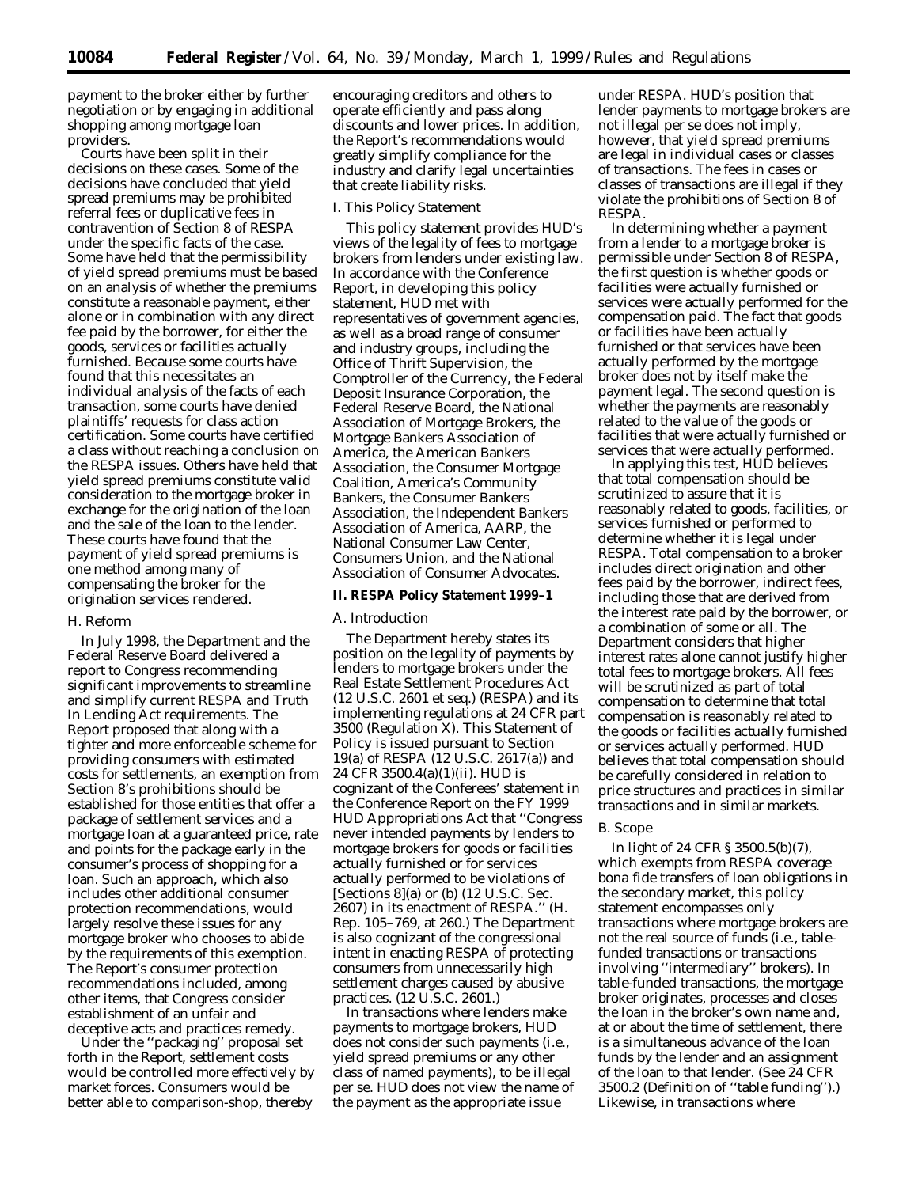payment to the broker either by further negotiation or by engaging in additional shopping among mortgage loan providers.

Courts have been split in their decisions on these cases. Some of the decisions have concluded that yield spread premiums may be prohibited referral fees or duplicative fees in contravention of Section 8 of RESPA under the specific facts of the case. Some have held that the permissibility of yield spread premiums must be based on an analysis of whether the premiums constitute a reasonable payment, either alone or in combination with any direct fee paid by the borrower, for either the goods, services or facilities actually furnished. Because some courts have found that this necessitates an individual analysis of the facts of each transaction, some courts have denied plaintiffs' requests for class action certification. Some courts have certified a class without reaching a conclusion on the RESPA issues. Others have held that yield spread premiums constitute valid consideration to the mortgage broker in exchange for the origination of the loan and the sale of the loan to the lender. These courts have found that the payment of yield spread premiums is one method among many of compensating the broker for the origination services rendered.

*H. Reform*

In July 1998, the Department and the Federal Reserve Board delivered a report to Congress recommending significant improvements to streamline and simplify current RESPA and Truth In Lending Act requirements. The Report proposed that along with a tighter and more enforceable scheme for providing consumers with estimated costs for settlements, an exemption from Section 8's prohibitions should be established for those entities that offer a package of settlement services and a mortgage loan at a guaranteed price, rate and points for the package early in the consumer's process of shopping for a loan. Such an approach, which also includes other additional consumer protection recommendations, would largely resolve these issues for any mortgage broker who chooses to abide by the requirements of this exemption. The Report's consumer protection recommendations included, among other items, that Congress consider establishment of an unfair and deceptive acts and practices remedy.

Under the ''packaging'' proposal set forth in the Report, settlement costs would be controlled more effectively by market forces. Consumers would be better able to comparison-shop, thereby encouraging creditors and others to operate efficiently and pass along discounts and lower prices. In addition, the Report's recommendations would greatly simplify compliance for the industry and clarify legal uncertainties that create liability risks.

*I. This Policy Statement*

This policy statement provides HUD's views of the legality of fees to mortgage brokers from lenders under existing law. In accordance with the Conference Report, in developing this policy statement, HUD met with representatives of government agencies, as well as a broad range of consumer and industry groups, including the Office of Thrift Supervision, the Comptroller of the Currency, the Federal Deposit Insurance Corporation, the Federal Reserve Board, the National Association of Mortgage Brokers, the Mortgage Bankers Association of America, the American Bankers Association, the Consumer Mortgage Coalition, America's Community Bankers, the Consumer Bankers Association, the Independent Bankers Association of America, AARP, the National Consumer Law Center, Consumers Union, and the National Association of Consumer Advocates.

## II. RESPA Policy Statement 1999–1

*A. Introduction*

The Department hereby states its position on the legality of payments by lenders to mortgage brokers under the Real Estate Settlement Procedures Act (12 U.S.C. 2601 *et seq.*) (RESPA) and its implementing regulations at 24 CFR part 3500 (Regulation X). This Statement of Policy is issued pursuant to Section 19(a) of RESPA (12 U.S.C. 2617(a)) and 24 CFR 3500.4(a)(1)(ii). HUD is cognizant of the Conferees' statement in the Conference Report on the FY 1999 HUD Appropriations Act that ''Congress never intended payments by lenders to mortgage brokers for goods or facilities actually furnished or for services actually performed to be violations of [Sections 8](a) or (b) (12 U.S.C. Sec. 2607) in its enactment of RESPA.'' (H. Rep. 105–769, at 260.) The Department is also cognizant of the congressional intent in enacting RESPA of protecting consumers from unnecessarily high settlement charges caused by abusive practices. (12 U.S.C. 2601.)

In transactions where lenders make payments to mortgage brokers, HUD does not consider such payments (i.e., yield spread premiums or any other class of named payments), to be illegal *per se*. HUD does not view the name of the payment as the appropriate issue under RESPA. HUD's position that lender payments to mortgage brokers are not illegal *per se* does not imply, however, that yield spread premiums are legal in individual cases or classes of transactions. The fees in cases or classes of transactions are illegal if they violate the prohibitions of Section 8 of RESPA.

In determining whether a payment from a lender to a mortgage broker is permissible under Section 8 of RESPA, the first question is whether goods or facilities were actually furnished or services were actually performed for the compensation paid. The fact that goods or facilities have been actually furnished or that services have been actually performed by the mortgage broker does not by itself make the payment legal. The second question is whether the payments are reasonably related to the value of the goods or facilities that were actually furnished or services that were actually performed.

In applying this test, HUD believes that total compensation should be scrutinized to assure that it is reasonably related to goods, facilities, or services furnished or performed to determine whether it is legal under RESPA. Total compensation to a broker includes direct origination and other fees paid by the borrower, indirect fees, including those that are derived from the interest rate paid by the borrower, or a combination of some or all. The Department considers that higher interest rates alone cannot justify higher total fees to mortgage brokers. All fees will be scrutinized as part of total compensation to determine that total compensation is reasonably related to the goods or facilities actually furnished or services actually performed. HUD believes that total compensation should be carefully considered in relation to price structures and practices in similar transactions and in similar markets.

*B. Scope*

In light of 24 CFR § 3500.5(b)(7), which exempts from RESPA coverage bona fide transfers of loan obligations in the secondary market, this policy statement encompasses only transactions where mortgage brokers are not the real source of funds (i.e., table-funded transactions or transactions involving ''intermediary'' brokers). In table-funded transactions, the mortgage broker originates, processes and closes the loan in the broker's own name and, at or about the time of settlement, there is a simultaneous advance of the loan funds by the lender and an assignment of the loan to that lender. (See 24 CFR 3500.2 (Definition of ''table funding'').) Likewise, in transactions where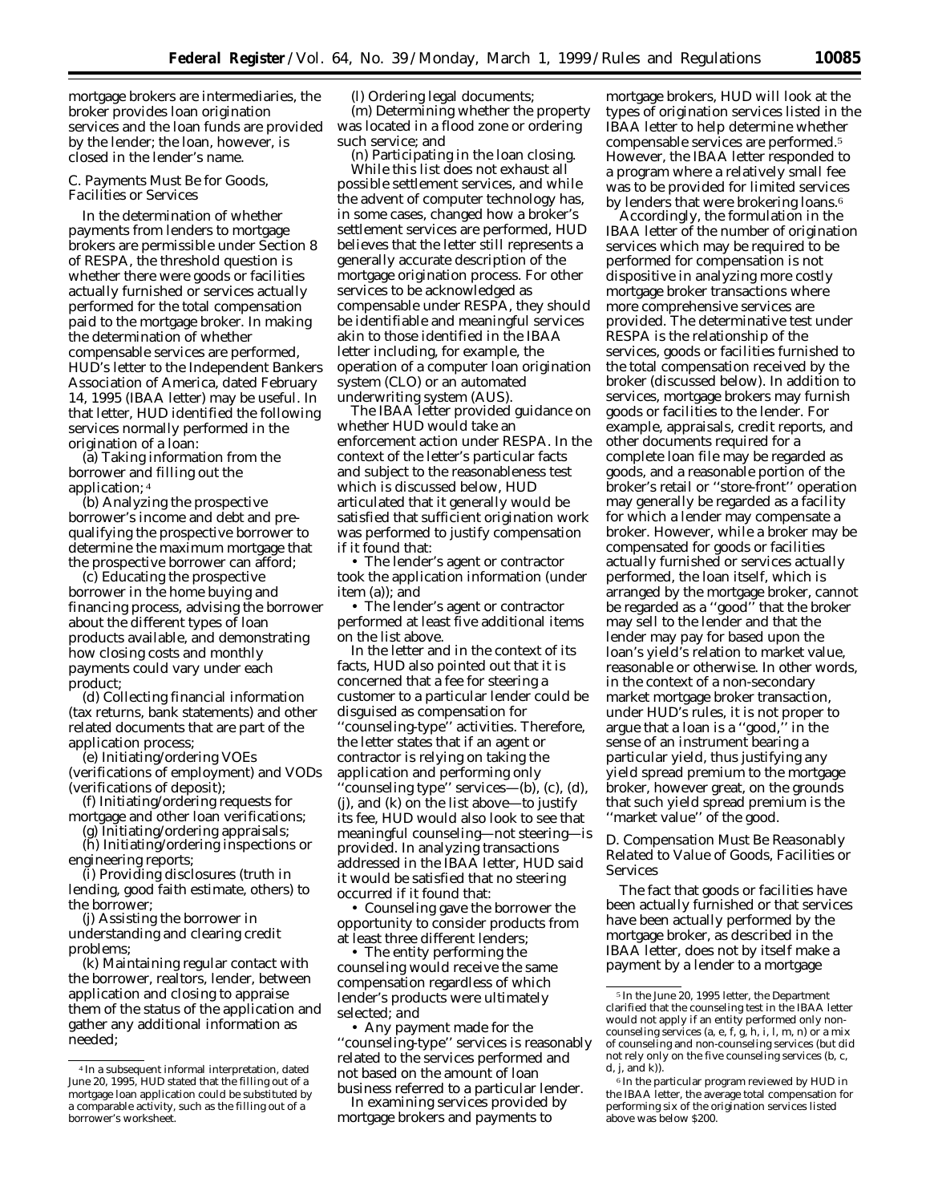mortgage brokers are intermediaries, the broker provides loan origination services and the loan funds are provided by the lender; the loan, however, is closed in the lender's name.

### C. Payments Must Be for Goods, Facilities or Services

In the determination of whether payments from lenders to mortgage brokers are permissible under Section 8 of RESPA, the threshold question is whether there were goods or facilities actually furnished or services actually performed for the total compensation paid to the mortgage broker. In making the determination of whether compensable services are performed, HUD's letter to the Independent Bankers Association of America, dated February 14, 1995 (IBAA letter) may be useful. In that letter, HUD identified the following services normally performed in the origination of a loan:

(a) Taking information from the borrower and filling out the application;[4]

(b) Analyzing the prospective borrower's income and debt and pre-qualifying the prospective borrower to determine the maximum mortgage that the prospective borrower can afford;

(c) Educating the prospective borrower in the home buying and financing process, advising the borrower about the different types of loan products available, and demonstrating how closing costs and monthly payments could vary under each product;

(d) Collecting financial information (tax returns, bank statements) and other related documents that are part of the application process;

(e) Initiating/ordering VOEs (verifications of employment) and VODs (verifications of deposit);

(f) Initiating/ordering requests for mortgage and other loan verifications;

(g) Initiating/ordering appraisals;

(h) Initiating/ordering inspections or engineering reports;

(i) Providing disclosures (truth in lending, good faith estimate, others) to the borrower;

(j) Assisting the borrower in understanding and clearing credit problems;

(k) Maintaining regular contact with the borrower, realtors, lender, between application and closing to appraise them of the status of the application and gather any additional information as needed;

(l) Ordering legal documents;

(m) Determining whether the property was located in a flood zone or ordering such service; and

(n) Participating in the loan closing.

While this list does not exhaust all possible settlement services, and while the advent of computer technology has, in some cases, changed how a broker's settlement services are performed, HUD believes that the letter still represents a generally accurate description of the mortgage origination process. For other services to be acknowledged as compensable under RESPA, they should be identifiable and meaningful services akin to those identified in the IBAA letter including, for example, the operation of a computer loan origination system (CLO) or an automated underwriting system (AUS).

The IBAA letter provided guidance on whether HUD would take an enforcement action under RESPA. In the context of the letter's particular facts and subject to the reasonableness test which is discussed below, HUD articulated that it generally would be satisfied that sufficient origination work was performed to justify compensation if it found that:

- The lender's agent or contractor took the application information (under item (a)); and
- The lender's agent or contractor performed at least five additional items on the list above.

In the letter and in the context of its facts, HUD also pointed out that it is concerned that a fee for steering a customer to a particular lender could be disguised as compensation for "counseling-type" activities. Therefore, the letter states that if an agent or contractor is relying on taking the application and performing only "counseling type" services—(b), (c), (d), (j), and (k) on the list above—to justify its fee, HUD would also look to see that meaningful counseling—not steering—is provided. In analyzing transactions addressed in the IBAA letter, HUD said it would be satisfied that no steering occurred if it found that:

- Counseling gave the borrower the opportunity to consider products from at least three different lenders;
- The entity performing the counseling would receive the same compensation regardless of which lender's products were ultimately selected; and
- Any payment made for the "counseling-type" services is reasonably related to the services performed and not based on the amount of loan business referred to a particular lender.

In examining services provided by mortgage brokers and payments to mortgage brokers, HUD will look at the types of origination services listed in the IBAA letter to help determine whether compensable services are performed.[5] However, the IBAA letter responded to a program where a relatively small fee was to be provided for limited services by lenders that were brokering loans.[6]

Accordingly, the formulation in the IBAA letter of the number of origination services which may be required to be performed for compensation is not dispositive in analyzing more costly mortgage broker transactions where more comprehensive services are provided. The determinative test under RESPA is the relationship of the services, goods or facilities furnished to the total compensation received by the broker (discussed below). In addition to services, mortgage brokers may furnish goods or facilities to the lender. For example, appraisals, credit reports, and other documents required for a complete loan file may be regarded as goods, and a reasonable portion of the broker's retail or "store-front" operation may generally be regarded as a facility for which a lender may compensate a broker. However, while a broker may be compensated for goods or facilities actually furnished or services actually performed, the loan itself, which is arranged by the mortgage broker, cannot be regarded as a "good" that the broker may sell to the lender and that the lender may pay for based upon the loan's yield's relation to market value, reasonable or otherwise. In other words, in the context of a non-secondary market mortgage broker transaction, under HUD's rules, it is not proper to argue that a loan is a "good," in the sense of an instrument bearing a particular yield, thus justifying any yield spread premium to the mortgage broker, however great, on the grounds that such yield spread premium is the "market value" of the good.

### D. Compensation Must Be Reasonably Related to Value of Goods, Facilities or Services

The fact that goods or facilities have been actually furnished or that services have been actually performed by the mortgage broker, as described in the IBAA letter, does not by itself make a payment by a lender to a mortgage

---

[4] In a subsequent informal interpretation, dated June 20, 1995, HUD stated that the filling out of a mortgage loan application could be substituted by a comparable activity, such as the filling out of a borrower's worksheet.

[5] In the June 20, 1995 letter, the Department clarified that the counseling test in the IBAA letter would not apply if an entity performed only non-counseling services (a, e, f, g, h, i, l, m, n) or a mix of counseling and non-counseling services (but did not rely only on the five counseling services (b, c, d, j, and k)).

[6] In the particular program reviewed by HUD in the IBAA letter, the average total compensation for performing six of the origination services listed above was below $200.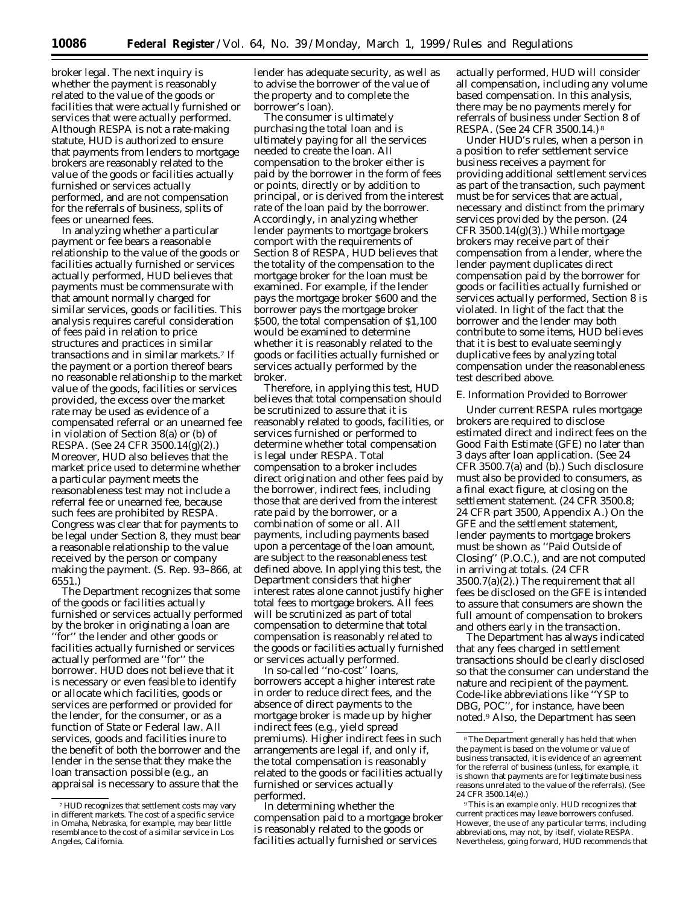broker legal. The next inquiry is whether the payment is reasonably related to the value of the goods or facilities that were actually furnished or services that were actually performed. Although RESPA is not a rate-making statute, HUD is authorized to ensure that payments from lenders to mortgage brokers are reasonably related to the value of the goods or facilities actually furnished or services actually performed, and are not compensation for the referrals of business, splits of fees or unearned fees.

In analyzing whether a particular payment or fee bears a reasonable relationship to the value of the goods or facilities actually furnished or services actually performed, HUD believes that payments must be commensurate with that amount normally charged for similar services, goods or facilities. This analysis requires careful consideration of fees paid in relation to price structures and practices in similar transactions and in similar markets.[7] If the payment or a portion thereof bears no reasonable relationship to the market value of the goods, facilities or services provided, the excess over the market rate may be used as evidence of a compensated referral or an unearned fee in violation of Section 8(a) or (b) of RESPA. (See 24 CFR 3500.14(g)(2).) Moreover, HUD also believes that the market price used to determine whether a particular payment meets the reasonableness test may not include a referral fee or unearned fee, because such fees are prohibited by RESPA. Congress was clear that for payments to be legal under Section 8, they must bear a reasonable relationship to the value received by the person or company making the payment. (S. Rep. 93–866, at 6551.)

The Department recognizes that some of the goods or facilities actually furnished or services actually performed by the broker in originating a loan are ''for'' the lender and other goods or facilities actually furnished or services actually performed are ''for'' the borrower. HUD does not believe that it is necessary or even feasible to identify or allocate which facilities, goods or services are performed or provided for the lender, for the consumer, or as a function of State or Federal law. All services, goods and facilities inure to the benefit of both the borrower and the lender in the sense that they make the loan transaction possible (*e.g.*, an appraisal is necessary to assure that the lender has adequate security, as well as to advise the borrower of the value of the property and to complete the borrower's loan).

The consumer is ultimately purchasing the total loan and is ultimately paying for all the services needed to create the loan. All compensation to the broker either is paid by the borrower in the form of fees or points, directly or by addition to principal, or is derived from the interest rate of the loan paid by the borrower. Accordingly, in analyzing whether lender payments to mortgage brokers comport with the requirements of Section 8 of RESPA, HUD believes that the totality of the compensation to the mortgage broker for the loan must be examined. For example, if the lender pays the mortgage broker $600 and the borrower pays the mortgage broker $500, the total compensation of $1,100 would be examined to determine whether it is reasonably related to the goods or facilities actually furnished or services actually performed by the broker.

Therefore, in applying this test, HUD believes that total compensation should be scrutinized to assure that it is reasonably related to goods, facilities, or services furnished or performed to determine whether total compensation is legal under RESPA. Total compensation to a broker includes direct origination and other fees paid by the borrower, indirect fees, including those that are derived from the interest rate paid by the borrower, or a combination of some or all. All payments, including payments based upon a percentage of the loan amount, are subject to the reasonableness test defined above. In applying this test, the Department considers that higher interest rates alone cannot justify higher total fees to mortgage brokers. All fees will be scrutinized as part of total compensation to determine that total compensation is reasonably related to the goods or facilities actually furnished or services actually performed.

In so-called ''no-cost'' loans, borrowers accept a higher interest rate in order to reduce direct fees, and the absence of direct payments to the mortgage broker is made up by higher indirect fees (*e.g.*, yield spread premiums). Higher indirect fees in such arrangements are legal if, and only if, the total compensation is reasonably related to the goods or facilities actually furnished or services actually performed.

In determining whether the compensation paid to a mortgage broker is reasonably related to the goods or facilities actually furnished or services actually performed, HUD will consider all compensation, including any volume based compensation. In this analysis, there may be no payments merely for referrals of business under Section 8 of RESPA. (See 24 CFR 3500.14.)[8]

Under HUD's rules, when a person in a position to refer settlement service business receives a payment for providing additional settlement services as part of the transaction, such payment must be for services that are actual, necessary and distinct from the primary services provided by the person. (24 CFR 3500.14(g)(3).) While mortgage brokers may receive part of their compensation from a lender, where the lender payment duplicates direct compensation paid by the borrower for goods or facilities actually furnished or services actually performed, Section 8 is violated. In light of the fact that the borrower and the lender may both contribute to some items, HUD believes that it is best to evaluate seemingly duplicative fees by analyzing total compensation under the reasonableness test described above.

## E. Information Provided to Borrower

Under current RESPA rules mortgage brokers are required to disclose estimated direct and indirect fees on the Good Faith Estimate (GFE) no later than 3 days after loan application. (See 24 CFR 3500.7(a) and (b).) Such disclosure must also be provided to consumers, as a final exact figure, at closing on the settlement statement. (24 CFR 3500.8; 24 CFR part 3500, Appendix A.) On the GFE and the settlement statement, lender payments to mortgage brokers must be shown as ''Paid Outside of Closing'' (P.O.C.), and are not computed in arriving at totals. (24 CFR 3500.7(a)(2).) The requirement that all fees be disclosed on the GFE is intended to assure that consumers are shown the full amount of compensation to brokers and others early in the transaction.

The Department has always indicated that any fees charged in settlement transactions should be clearly disclosed so that the consumer can understand the nature and recipient of the payment. Code-like abbreviations like ''YSP to DBG, POC'', for instance, have been noted.[9] Also, the Department has seen

---

[7] HUD recognizes that settlement costs may vary in different markets. The cost of a specific service in Omaha, Nebraska, for example, may bear little resemblance to the cost of a similar service in Los Angeles, California.

[8] The Department generally has held that when the payment is based on the volume or value of business transacted, it is evidence of an agreement for the referral of business (unless, for example, it is shown that payments are for legitimate business reasons unrelated to the value of the referrals). (See 24 CFR 3500.14(e).)

[9] This is an example only. HUD recognizes that current practices may leave borrowers confused. However, the use of any particular terms, including abbreviations, may not, by itself, violate RESPA. Nevertheless, going forward, HUD recommends that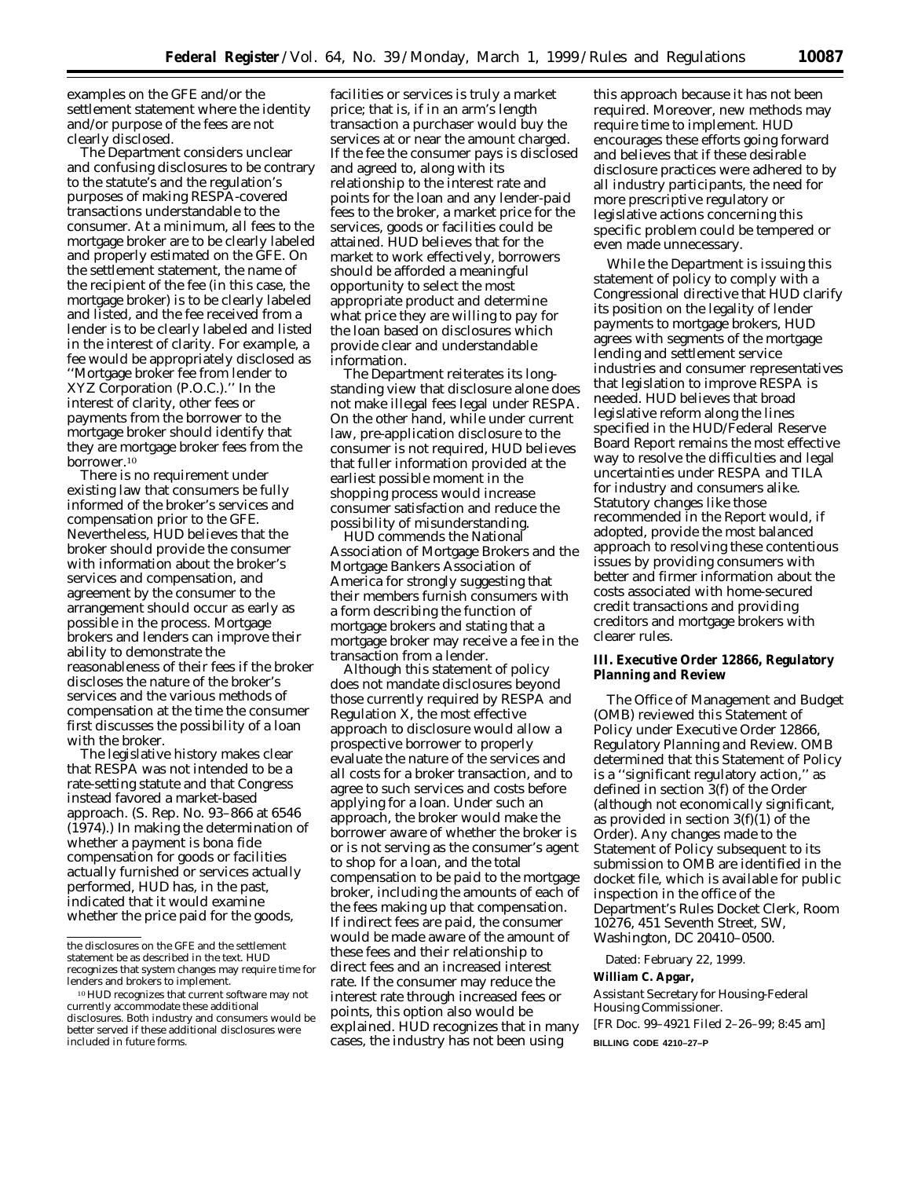examples on the GFE and/or the settlement statement where the identity and/or purpose of the fees are not clearly disclosed.

The Department considers unclear and confusing disclosures to be contrary to the statute's and the regulation's purposes of making RESPA-covered transactions understandable to the consumer. At a minimum, all fees to the mortgage broker are to be clearly labeled and properly estimated on the GFE. On the settlement statement, the name of the recipient of the fee (in this case, the mortgage broker) is to be clearly labeled and listed, and the fee received from a lender is to be clearly labeled and listed in the interest of clarity. For example, a fee would be appropriately disclosed as ''Mortgage broker fee from lender to XYZ Corporation (P.O.C.).'' In the interest of clarity, other fees or payments from the borrower to the mortgage broker should identify that they are mortgage broker fees from the borrower.[10]

There is no requirement under existing law that consumers be fully informed of the broker's services and compensation prior to the GFE. Nevertheless, HUD believes that the broker should provide the consumer with information about the broker's services and compensation, and agreement by the consumer to the arrangement should occur as early as possible in the process. Mortgage brokers and lenders can improve their ability to demonstrate the reasonableness of their fees if the broker discloses the nature of the broker's services and the various methods of compensation at the time the consumer first discusses the possibility of a loan with the broker.

The legislative history makes clear that RESPA was not intended to be a rate-setting statute and that Congress instead favored a market-based approach. (S. Rep. No. 93–866 at 6546 (1974).) In making the determination of whether a payment is bona fide compensation for goods or facilities actually furnished or services actually performed, HUD has, in the past, indicated that it would examine whether the price paid for the goods, facilities or services is truly a market price; that is, if in an arm's length transaction a purchaser would buy the services at or near the amount charged. If the fee the consumer pays is disclosed and agreed to, along with its relationship to the interest rate and points for the loan and any lender-paid fees to the broker, a market price for the services, goods or facilities could be attained. HUD believes that for the market to work effectively, borrowers should be afforded a meaningful opportunity to select the most appropriate product and determine what price they are willing to pay for the loan based on disclosures which provide clear and understandable information.

The Department reiterates its long-standing view that disclosure alone does not make illegal fees legal under RESPA. On the other hand, while under current law, pre-application disclosure to the consumer is not required, HUD believes that fuller information provided at the earliest possible moment in the shopping process would increase consumer satisfaction and reduce the possibility of misunderstanding.

HUD commends the National Association of Mortgage Brokers and the Mortgage Bankers Association of America for strongly suggesting that their members furnish consumers with a form describing the function of mortgage brokers and stating that a mortgage broker may receive a fee in the transaction from a lender.

Although this statement of policy does not mandate disclosures beyond those currently required by RESPA and Regulation X, the most effective approach to disclosure would allow a prospective borrower to properly evaluate the nature of the services and all costs for a broker transaction, and to agree to such services and costs before applying for a loan. Under such an approach, the broker would make the borrower aware of whether the broker is or is not serving as the consumer's agent to shop for a loan, and the total compensation to be paid to the mortgage broker, including the amounts of each of the fees making up that compensation. If indirect fees are paid, the consumer would be made aware of the amount of these fees and their relationship to direct fees and an increased interest rate. If the consumer may reduce the interest rate through increased fees or points, this option also would be explained. HUD recognizes that in many cases, the industry has not been using this approach because it has not been required. Moreover, new methods may require time to implement. HUD encourages these efforts going forward and believes that if these desirable disclosure practices were adhered to by all industry participants, the need for more prescriptive regulatory or legislative actions concerning this specific problem could be tempered or even made unnecessary.

While the Department is issuing this statement of policy to comply with a Congressional directive that HUD clarify its position on the legality of lender payments to mortgage brokers, HUD agrees with segments of the mortgage lending and settlement service industries and consumer representatives that legislation to improve RESPA is needed. HUD believes that broad legislative reform along the lines specified in the HUD/Federal Reserve Board Report remains the most effective way to resolve the difficulties and legal uncertainties under RESPA and TILA for industry and consumers alike. Statutory changes like those recommended in the Report would, if adopted, provide the most balanced approach to resolving these contentious issues by providing consumers with better and firmer information about the costs associated with home-secured credit transactions and providing creditors and mortgage brokers with clearer rules.

## III. Executive Order 12866, Regulatory Planning and Review

The Office of Management and Budget (OMB) reviewed this Statement of Policy under Executive Order 12866, *Regulatory Planning and Review*. OMB determined that this Statement of Policy is a ''significant regulatory action,'' as defined in section 3(f) of the Order (although not economically significant, as provided in section 3(f)(1) of the Order). Any changes made to the Statement of Policy subsequent to its submission to OMB are identified in the docket file, which is available for public inspection in the office of the Department's Rules Docket Clerk, Room 10276, 451 Seventh Street, SW, Washington, DC 20410–0500.

Dated: February 22, 1999.

**William C. Apgar,**

*Assistant Secretary for Housing-Federal Housing Commissioner.*

[FR Doc. 99–4921 Filed 2–26–99; 8:45 am]

BILLING CODE 4210–27–P

---

the disclosures on the GFE and the settlement statement be as described in the text. HUD recognizes that system changes may require time for lenders and brokers to implement.

[10] HUD recognizes that current software may not currently accommodate these additional disclosures. Both industry and consumers would be better served if these additional disclosures were included in future forms.